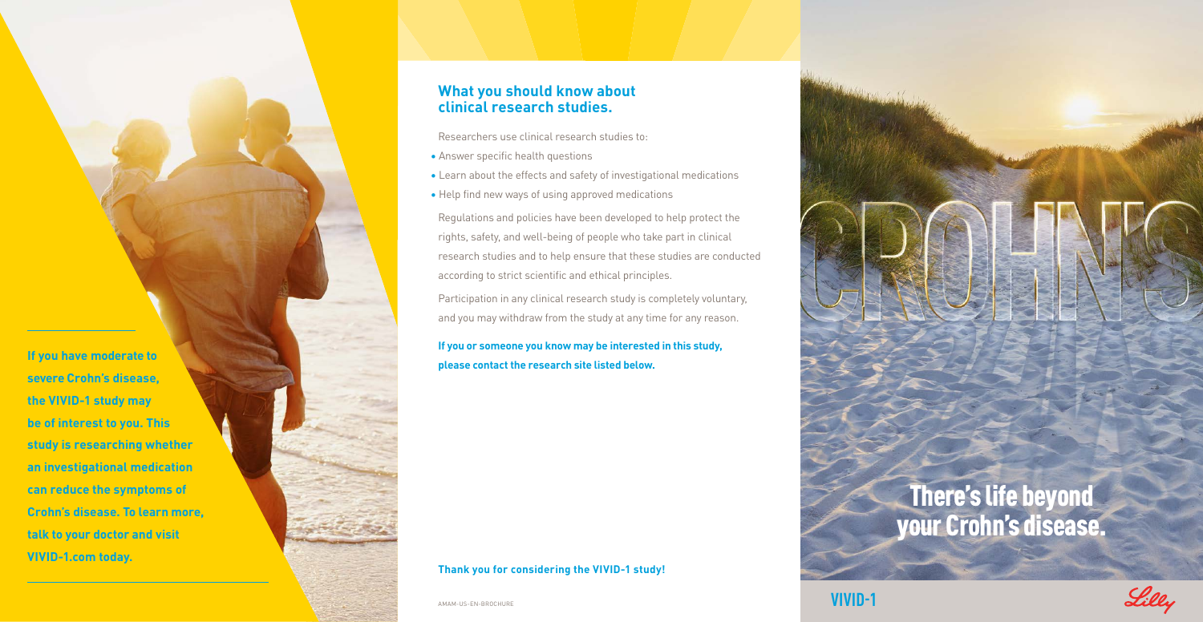If you have moderate to severe Crohn's disease, the VIVID-1 study may be of interest to you. This study is researching whether an investigational medication can reduce the symptoms of Crohn's disease. To learn more, talk to your doctor and visit VIVID-1.com today.

## What you should know about clinical research studies.

Researchers use clinical research studies to:

- Answer specific health questions
- Learn about the effects and safety of investigational medications
- Help find new ways of using approved medications

Regulations and policies have been developed to help protect the rights, safety, and well-being of people who take part in clinical research studies and to help ensure that these studies are conducted according to strict scientific and ethical principles.

Participation in any clinical research study is completely voluntary, and you may withdraw from the study at any time for any reason.

**If you or someone you know may be interested in this study, please contact the research site listed below.**

**Thank you for considering the VIVID-1 study!**

AMAM-US-EN-BROCHURE

CROHN'S

# There's life beyond your Crohn's disease.

VIVID-1

Lilly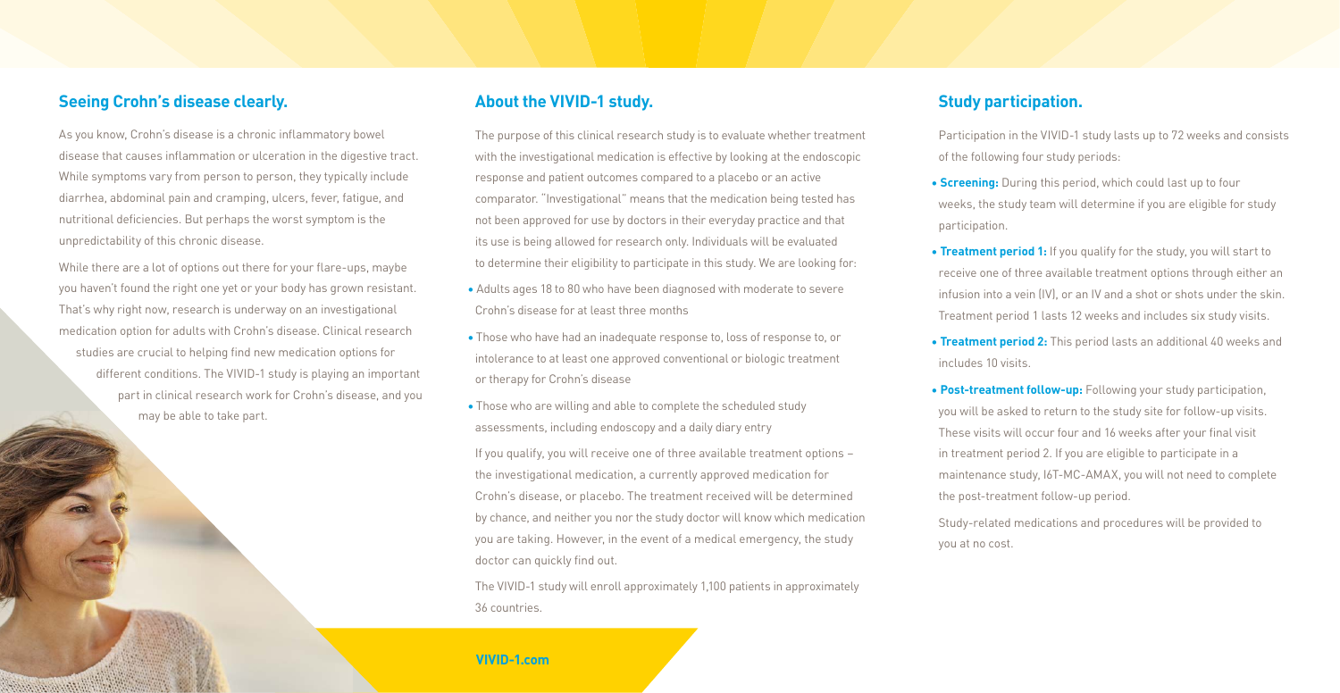## Seeing Crohn's disease clearly.

As you know, Crohn's disease is a chronic inflammatory bowel disease that causes inflammation or ulceration in the digestive tract. While symptoms vary from person to person, they typically include diarrhea, abdominal pain and cramping, ulcers, fever, fatigue, and nutritional deficiencies. But perhaps the worst symptom is the unpredictability of this chronic disease.

While there are a lot of options out there for your flare-ups, maybe you haven't found the right one yet or your body has grown resistant. That's why right now, research is underway on an investigational medication option for adults with Crohn's disease. Clinical research studies are crucial to helping find new medication options for different conditions. The VIVID-1 study is playing an important part in clinical research work for Crohn's disease, and you may be able to take part.

## About the VIVID-1 study.

The purpose of this clinical research study is to evaluate whether treatment with the investigational medication is effective by looking at the endoscopic response and patient outcomes compared to a placebo or an active comparator. "Investigational" means that the medication being tested has not been approved for use by doctors in their everyday practice and that its use is being allowed for research only. Individuals will be evaluated to determine their eligibility to participate in this study. We are looking for:

- Adults ages 18 to 80 who have been diagnosed with moderate to severe Crohn's disease for at least three months
- Those who have had an inadequate response to, loss of response to, or intolerance to at least one approved conventional or biologic treatment or therapy for Crohn's disease
- Those who are willing and able to complete the scheduled study assessments, including endoscopy and a daily diary entry

If you qualify, you will receive one of three available treatment options – the investigational medication, a currently approved medication for Crohn's disease, or placebo. The treatment received will be determined by chance, and neither you nor the study doctor will know which medication you are taking. However, in the event of a medical emergency, the study doctor can quickly find out.

The VIVID-1 study will enroll approximately 1,100 patients in approximately 36 countries.

**VIVID-1.com**

## Study participation.

Participation in the VIVID-1 study lasts up to 72 weeks and consists of the following four study periods:

- **Screening:** During this period, which could last up to four weeks, the study team will determine if you are eligible for study participation.
- **Treatment period 1:** If you qualify for the study, you will start to receive one of three available treatment options through either an infusion into a vein (IV), or an IV and a shot or shots under the skin. Treatment period 1 lasts 12 weeks and includes six study visits.
- **Treatment period 2:** This period lasts an additional 40 weeks and includes 10 visits.
- **Post-treatment follow-up:** Following your study participation, you will be asked to return to the study site for follow-up visits. These visits will occur four and 16 weeks after your final visit in treatment period 2. If you are eligible to participate in a maintenance study, I6T-MC-AMAX, you will not need to complete the post-treatment follow-up period.

Study-related medications and procedures will be provided to you at no cost.